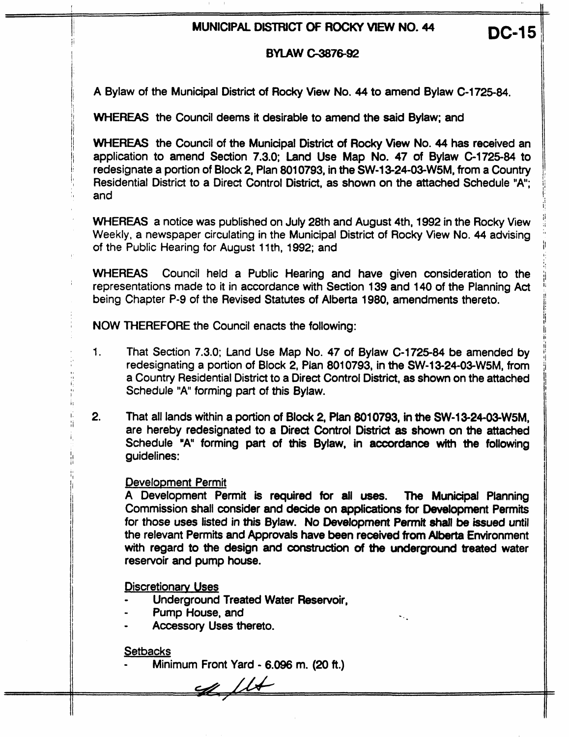# MUNICIPAL DISTRICT OF ROCKY VIEW NO. 44

**DC-15**

## BYLAW C-3876-92

A Bylaw of the Municipal District of Rocky View No. 44 to amend Bylaw C-1725-84.

**WHEREAS** the Council deems it desirable to amend the said Bylaw; and

**WHEREAS** the Council of the Municipal District of Rocky View No. 44 has received an application to amend Section 7.3.0; Land Use Map No. 47 of Bylaw C-1725-84 to redesignate a portion of Block 2, Plan 8010793, in the SW-13-24-03-W5M, from a Country Residential District to a Direct Control District, as shown on the attached Schedule "A"; and

**WHEREAS** a notice was published on July 28th and August 4th, 1992 in the Rocky View Weekly, a newspaper circulating in the Municipal District of Rocky View No. 44 advising of the Public Hearing for August 11th, 1992; and

**WHEREAS** Council held a Public Hearing and have given consideration to the representations made to it in accordance with Section 139 and 140 of the Planning Act being Chapter P-9 of the Revised Statutes of Alberta 1980, amendments thereto.

**NOW THEREFORE** the Council enacts the following:

1. That Section 7.3.0; Land Use Map No. 47 of Bylaw C-1725-84 be amended by redesignating a portion of Block 2, Plan 8010793, in the SW-13-24-03-W5M, from a Country Residential District to a Direct Control District, as shown on the attached Schedule "A" forming part of this Bylaw.

2. **That all lands within a portion of Block 2, Plan 8010793, in the SW-13-24-03-W5M, are hereby redesignated to a Direct Control District as shown on the attached Schedule "A" forming part of this Bylaw, in accordance with the following guidelines:**

   Development Permit
   **A Development Permit is required for all uses. The Municipal Planning Commission shall consider and decide on applications for Development Permits for those uses listed in this Bylaw. No Development Permit shall be issued until the relevant Permits and Approvals have been received from Alberta Environment with regard to the design and construction of the underground treated water reservoir and pump house.**

   Discretionary Uses
   - **Underground Treated Water Reservoir,**
   - **Pump House, and**
   - **Accessory Uses thereto.**

   Setbacks
   - Minimum Front Yard - **6.096 m. (20 ft.)**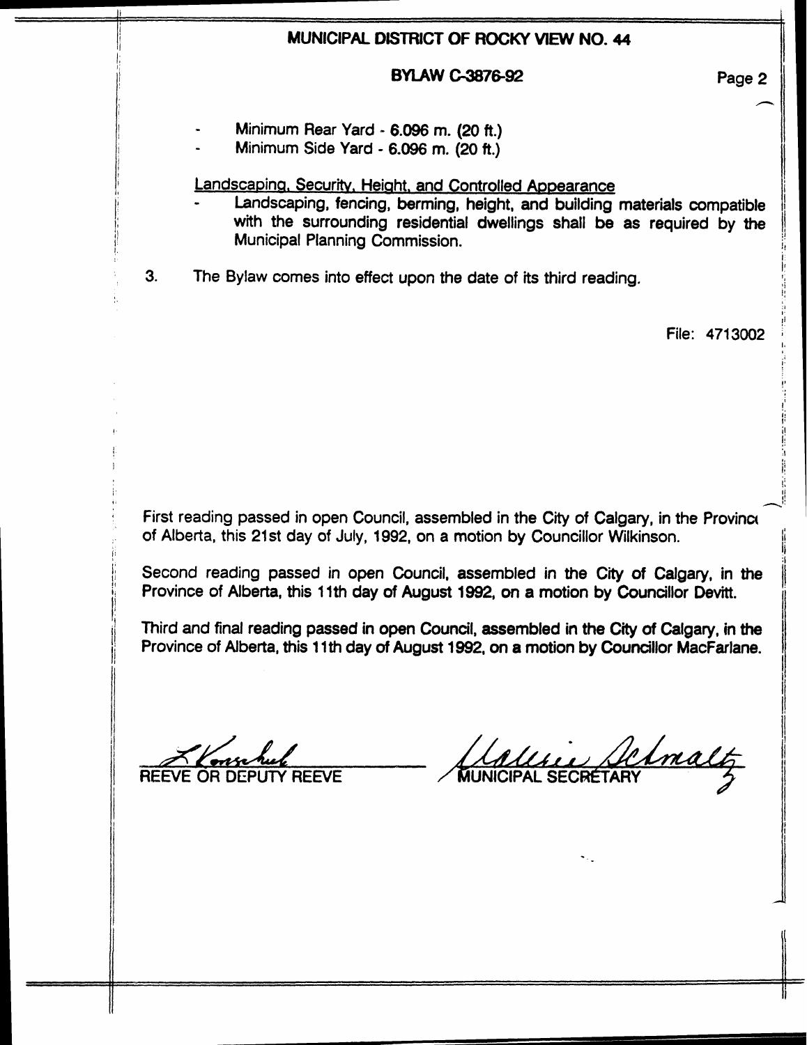# MUNICIPAL DISTRICT OF ROCKY VIEW NO. 44

## BYLAW C-3876-92

- Minimum Rear Yard - 6.096 m. (20 ft.)
- Minimum Side Yard - 6.096 m. (20 ft.)

<u>Landscaping, Security, Height, and Controlled Appearance</u>

- Landscaping, fencing, berming, height, and building materials compatible with the surrounding residential dwellings shall be as required by the Municipal Planning Commission.

3. The Bylaw comes into effect upon the date of its third reading.

File: 4713002

First reading passed in open Council, assembled in the City of Calgary, in the Province of Alberta, this 21st day of July, 1992, on a motion by Councillor Wilkinson.

Second reading passed in open Council, assembled in the City of Calgary, in the Province of Alberta, this 11th day of August 1992, on a motion by Councillor Devitt.

Third and final reading passed in open Council, assembled in the City of Calgary, in the Province of Alberta, this 11th day of August 1992, on a motion by Councillor MacFarlane.

REEVE OR DEPUTY REEVE

MUNICIPAL SECRETARY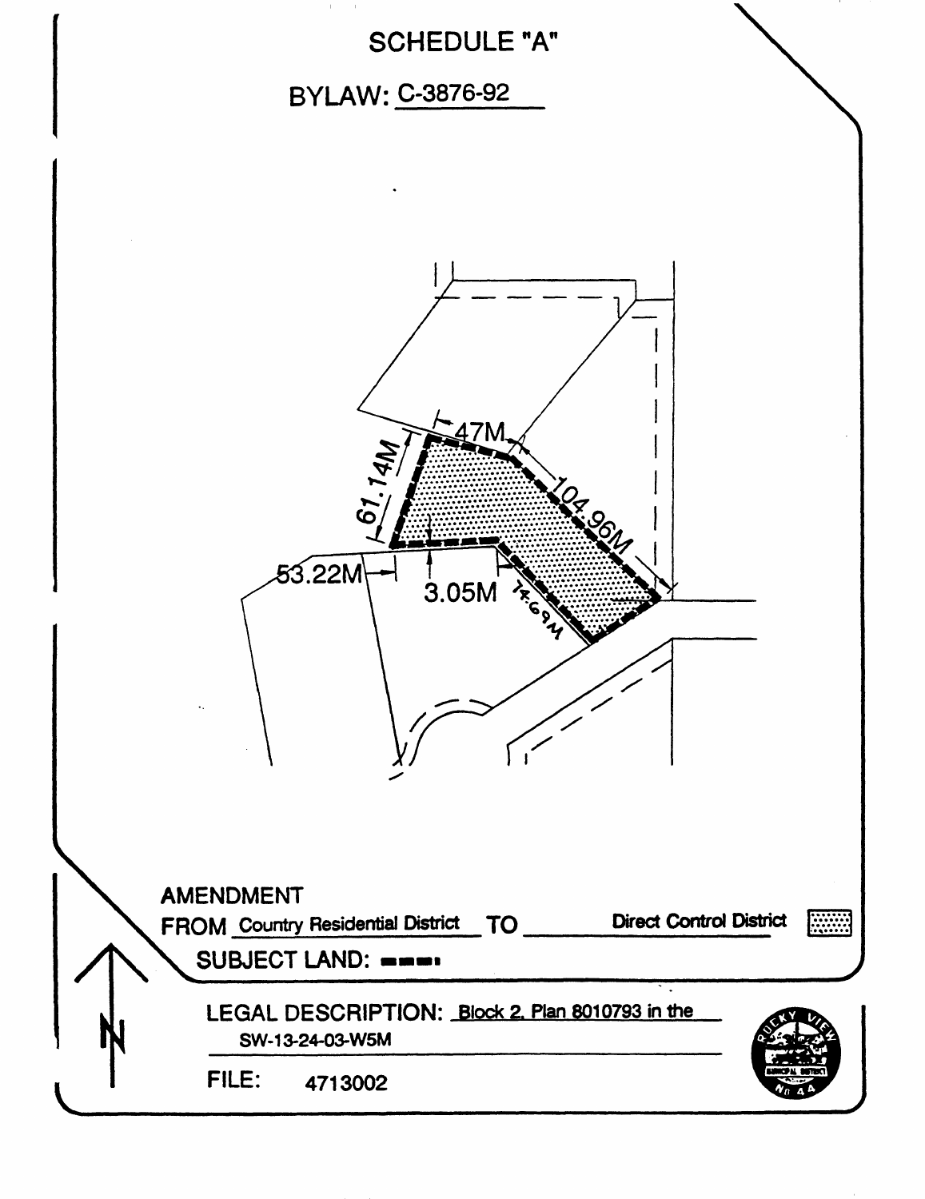# SCHEDULE "A"

## BYLAW: C-3876-92

47M

61.14M

104.96M

53.22M

3.05M

74.69M

AMENDMENT

FROM Country Residential District TO Direct Control District

SUBJECT LAND: ▬▬▬

LEGAL DESCRIPTION: Block 2, Plan 8010793 in the SW-13-24-03-W5M

FILE: 4713002

N

ROCKY VIEW MUNICIPAL DISTRICT No 44